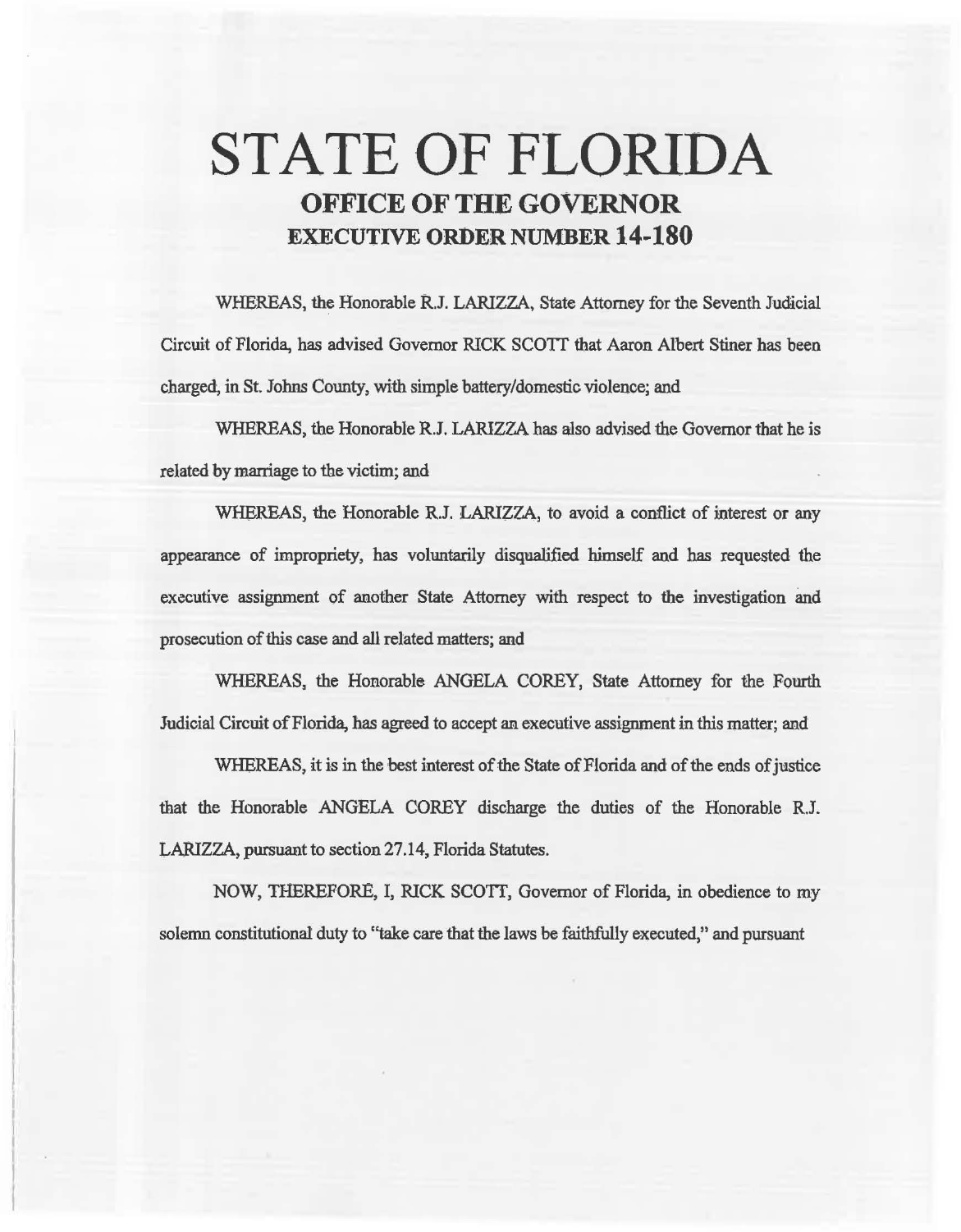# STATE OF FLORIDA

## OFFICE OF THE GOVERNOR

## EXECUTIVE ORDER NUMBER 14-180

WHEREAS, the Honorable R.J. LARIZZA, State Attorney for the Seventh Judicial Circuit of Florida, has advised Governor RICK SCOTT that Aaron Albert Stiner has been charged, in St. Johns County, with simple battery/domestic violence; and

WHEREAS, the Honorable R.J. LARIZZA has also advised the Governor that he is related by marriage to the victim; and

WHEREAS, the Honorable R.J. LARIZZA, to avoid a conflict of interest or any appearance of impropriety, has voluntarily disqualified himself and has requested the executive assignment of another State Attorney with respect to the investigation and prosecution of this case and all related matters; and

WHEREAS, the Honorable ANGELA COREY, State Attorney for the Fourth Judicial Circuit of Florida, has agreed to accept an executive assignment in this matter; and

WHEREAS, it is in the best interest of the State of Florida and of the ends of justice that the Honorable ANGELA COREY discharge the duties of the Honorable R.J. LARIZZA, pursuant to section 27.14, Florida Statutes.

NOW, THEREFORE, I, RICK SCOTT, Governor of Florida, in obedience to my solemn constitutional duty to "take care that the laws be faithfully executed," and pursuant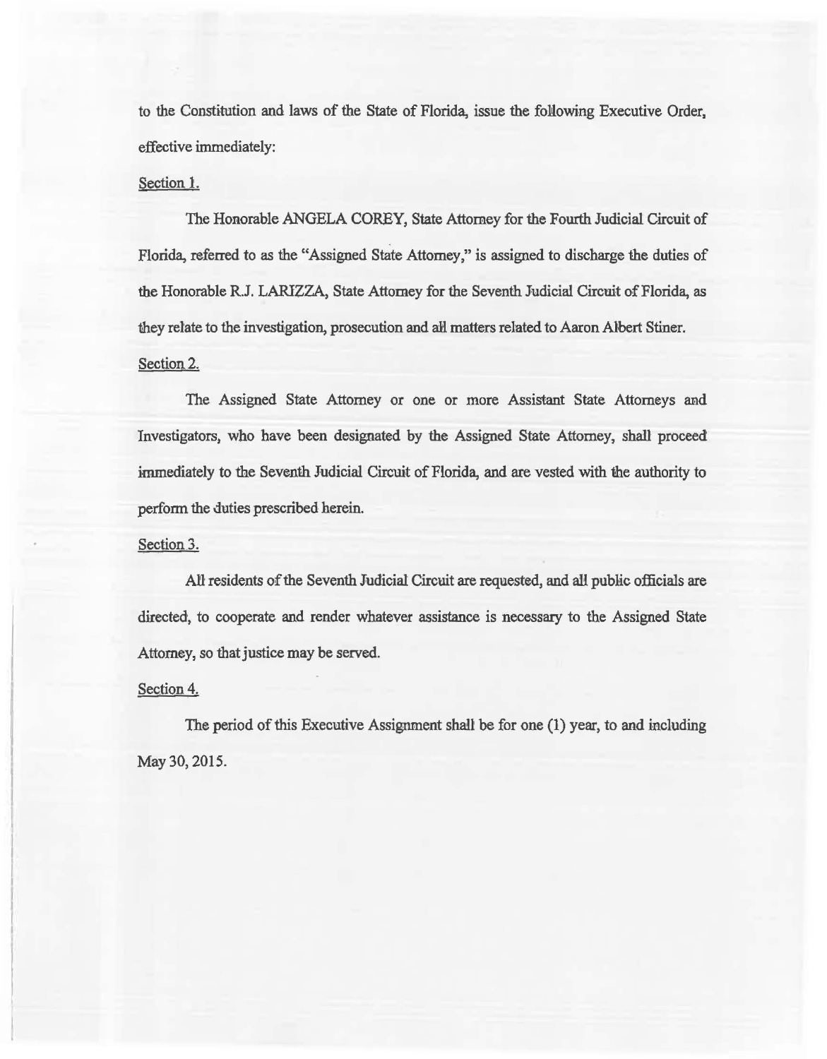to the Constitution and laws of the State of Florida, issue the following Executive Order, effective immediately:

<u>Section 1.</u>

The Honorable ANGELA COREY, State Attorney for the Fourth Judicial Circuit of Florida, referred to as the "Assigned State Attorney," is assigned to discharge the duties of the Honorable R.J. LARIZZA, State Attorney for the Seventh Judicial Circuit of Florida, as they relate to the investigation, prosecution and all matters related to Aaron Albert Stiner.

<u>Section 2.</u>

The Assigned State Attorney or one or more Assistant State Attorneys and Investigators, who have been designated by the Assigned State Attorney, shall proceed immediately to the Seventh Judicial Circuit of Florida, and are vested with the authority to perform the duties prescribed herein.

<u>Section 3.</u>

All residents of the Seventh Judicial Circuit are requested, and all public officials are directed, to cooperate and render whatever assistance is necessary to the Assigned State Attorney, so that justice may be served.

<u>Section 4.</u>

The period of this Executive Assignment shall be for one (1) year, to and including May 30, 2015.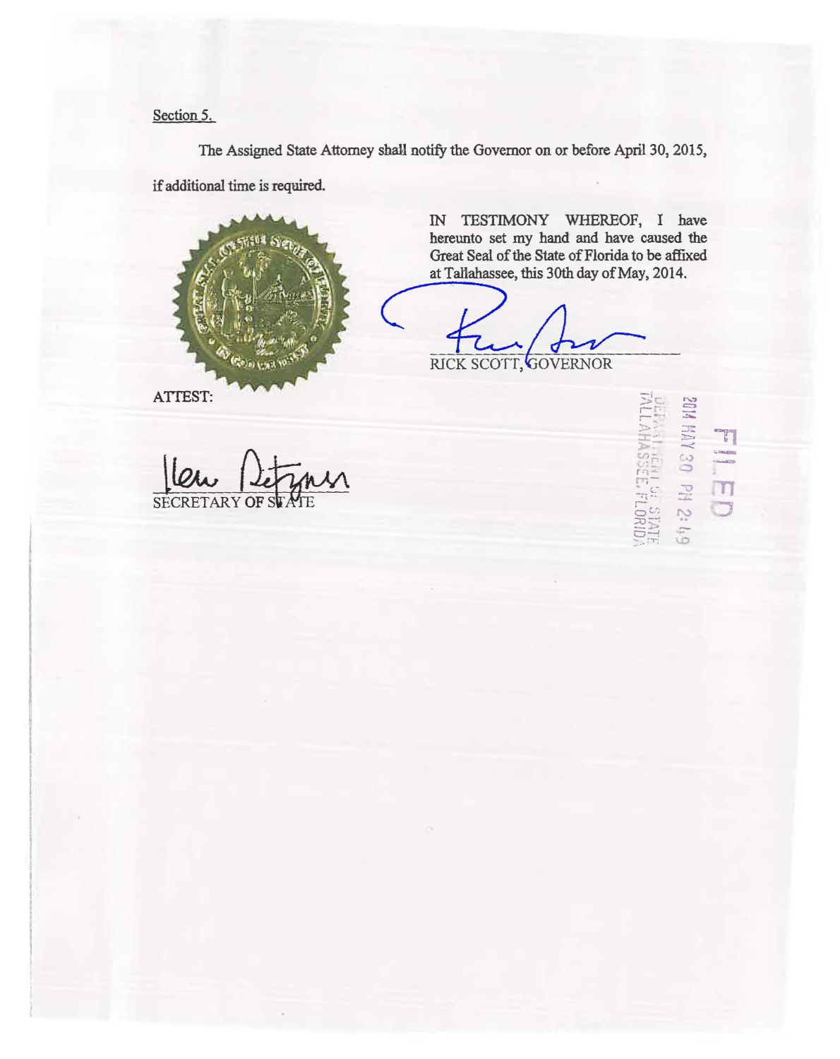Section 5.

The Assigned State Attorney shall notify the Governor on or before April 30, 2015, if additional time is required.

IN TESTIMONY WHEREOF, I have hereunto set my hand and have caused the Great Seal of the State of Florida to be affixed at Tallahassee, this 30th day of May, 2014.

RICK SCOTT, GOVERNOR

ATTEST:

SECRETARY OF STATE

FILED

2014 MAY 30 PM 2:49

DEPARTMENT OF STATE
TALLAHASSEE, FLORIDA